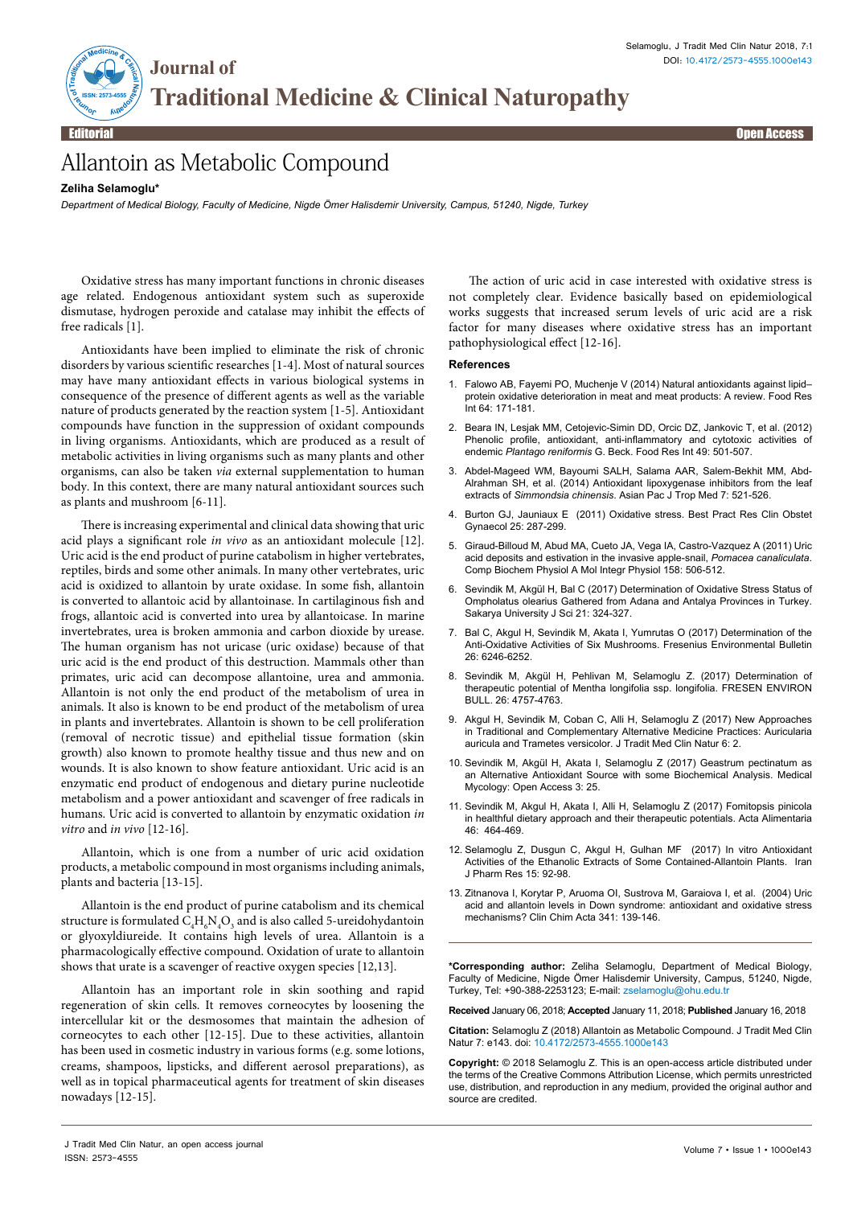Editorial | Open Access

# Allantoin as Metabolic Compound

**Zeliha Selamoglu***

*Department of Medical Biology, Faculty of Medicine, Nigde Ömer Halisdemir University, Campus, 51240, Nigde, Turkey*

Oxidative stress has many important functions in chronic diseases age related. Endogenous antioxidant system such as superoxide dismutase, hydrogen peroxide and catalase may inhibit the effects of free radicals [1].

Antioxidants have been implied to eliminate the risk of chronic disorders by various scientific researches [1-4]. Most of natural sources may have many antioxidant effects in various biological systems in consequence of the presence of different agents as well as the variable nature of products generated by the reaction system [1-5]. Antioxidant compounds have function in the suppression of oxidant compounds in living organisms. Antioxidants, which are produced as a result of metabolic activities in living organisms such as many plants and other organisms, can also be taken *via* external supplementation to human body. In this context, there are many natural antioxidant sources such as plants and mushroom [6-11].

There is increasing experimental and clinical data showing that uric acid plays a significant role *in vivo* as an antioxidant molecule [12]. Uric acid is the end product of purine catabolism in higher vertebrates, reptiles, birds and some other animals. In many other vertebrates, uric acid is oxidized to allantoin by urate oxidase. In some fish, allantoin is converted to allantoic acid by allantoinase. In cartilaginous fish and frogs, allantoic acid is converted into urea by allantoicase. In marine invertebrates, urea is broken ammonia and carbon dioxide by urease. The human organism has not uricase (uric oxidase) because of that uric acid is the end product of this destruction. Mammals other than primates, uric acid can decompose allantoine, urea and ammonia. Allantoin is not only the end product of the metabolism of urea in animals. It also is known to be end product of the metabolism of urea in plants and invertebrates. Allantoin is shown to be cell proliferation (removal of necrotic tissue) and epithelial tissue formation (skin growth) also known to promote healthy tissue and thus new and on wounds. It is also known to show feature antioxidant. Uric acid is an enzymatic end product of endogenous and dietary purine nucleotide metabolism and a power antioxidant and scavenger of free radicals in humans. Uric acid is converted to allantoin by enzymatic oxidation *in vitro* and *in vivo* [12-16].

Allantoin, which is one from a number of uric acid oxidation products, a metabolic compound in most organisms including animals, plants and bacteria [13-15].

Allantoin is the end product of purine catabolism and its chemical structure is formulated $C_4H_6N_4O_3$ and is also called 5-ureidohydantoin or glyoxyldiureide. It contains high levels of urea. Allantoin is a pharmacologically effective compound. Oxidation of urate to allantoin shows that urate is a scavenger of reactive oxygen species [12,13].

Allantoin has an important role in skin soothing and rapid regeneration of skin cells. It removes corneocytes by loosening the intercellular kit or the desmosomes that maintain the adhesion of corneocytes to each other [12-15]. Due to these activities, allantoin has been used in cosmetic industry in various forms (e.g. some lotions, creams, shampoos, lipsticks, and different aerosol preparations), as well as in topical pharmaceutical agents for treatment of skin diseases nowadays [12-15].

The action of uric acid in case interested with oxidative stress is not completely clear. Evidence basically based on epidemiological works suggests that increased serum levels of uric acid are a risk factor for many diseases where oxidative stress has an important pathophysiological effect [12-16].

## References

1. Falowo AB, Fayemi PO, Muchenje V (2014) Natural antioxidants against lipid–protein oxidative deterioration in meat and meat products: A review. Food Res Int 64: 171-181.
2. Beara IN, Lesjak MM, Cetojevic-Simin DD, Orcic DZ, Jankovic T, et al. (2012) Phenolic profile, antioxidant, anti-inflammatory and cytotoxic activities of endemic *Plantago reniformis* G. Beck. Food Res Int 49: 501-507.
3. Abdel-Mageed WM, Bayoumi SALH, Salama AAR, Salem-Bekhit MM, Abd-Alrahman SH, et al. (2014) Antioxidant lipoxygenase inhibitors from the leaf extracts of *Simmondsia chinensis*. Asian Pac J Trop Med 7: 521-526.
4. Burton GJ, Jauniaux E (2011) Oxidative stress. Best Pract Res Clin Obstet Gynaecol 25: 287-299.
5. Giraud-Billoud M, Abud MA, Cueto JA, Vega IA, Castro-Vazquez A (2011) Uric acid deposits and estivation in the invasive apple-snail, *Pomacea canaliculata*. Comp Biochem Physiol A Mol Integr Physiol 158: 506-512.
6. Sevindik M, Akgül H, Bal C (2017) Determination of Oxidative Stress Status of Ompholatus olearius Gathered from Adana and Antalya Provinces in Turkey. Sakarya University J Sci 21: 324-327.
7. Bal C, Akgul H, Sevindik M, Akata I, Yumrutas O (2017) Determination of the Anti-Oxidative Activities of Six Mushrooms. Fresenius Environmental Bulletin 26: 6246-6252.
8. Sevindik M, Akgül H, Pehlivan M, Selamoglu Z. (2017) Determination of therapeutic potential of Mentha longifolia ssp. longifolia. FRESEN ENVIRON BULL. 26: 4757-4763.
9. Akgul H, Sevindik M, Coban C, Alli H, Selamoglu Z (2017) New Approaches in Traditional and Complementary Alternative Medicine Practices: Auricularia auricula and Trametes versicolor. J Tradit Med Clin Natur 6: 2.
10. Sevindik M, Akgül H, Akata I, Selamoglu Z (2017) Geastrum pectinatum as an Alternative Antioxidant Source with some Biochemical Analysis. Medical Mycology: Open Access 3: 25.
11. Sevindik M, Akgul H, Akata I, Alli H, Selamoglu Z (2017) Fomitopsis pinicola in healthful dietary approach and their therapeutic potentials. Acta Alimentaria 46: 464-469.
12. Selamoglu Z, Dusgun C, Akgul H, Gulhan MF (2017) In vitro Antioxidant Activities of the Ethanolic Extracts of Some Contained-Allantoin Plants. Iran J Pharm Res 15: 92-98.
13. Zitnanova I, Korytar P, Aruoma OI, Sustrova M, Garaiova I, et al. (2004) Uric acid and allantoin levels in Down syndrome: antioxidant and oxidative stress mechanisms? Clin Chim Acta 341: 139-146.

**\*Corresponding author:** Zeliha Selamoglu, Department of Medical Biology, Faculty of Medicine, Nigde Ömer Halisdemir University, Campus, 51240, Nigde, Turkey, Tel: +90-388-2253123; E-mail: zselamoglu@ohu.edu.tr

**Received** January 06, 2018; **Accepted** January 11, 2018; **Published** January 16, 2018

**Citation:** Selamoglu Z (2018) Allantoin as Metabolic Compound. J Tradit Med Clin Natur 7: e143. doi: 10.4172/2573-4555.1000e143

**Copyright:** © 2018 Selamoglu Z. This is an open-access article distributed under the terms of the Creative Commons Attribution License, which permits unrestricted use, distribution, and reproduction in any medium, provided the original author and source are credited.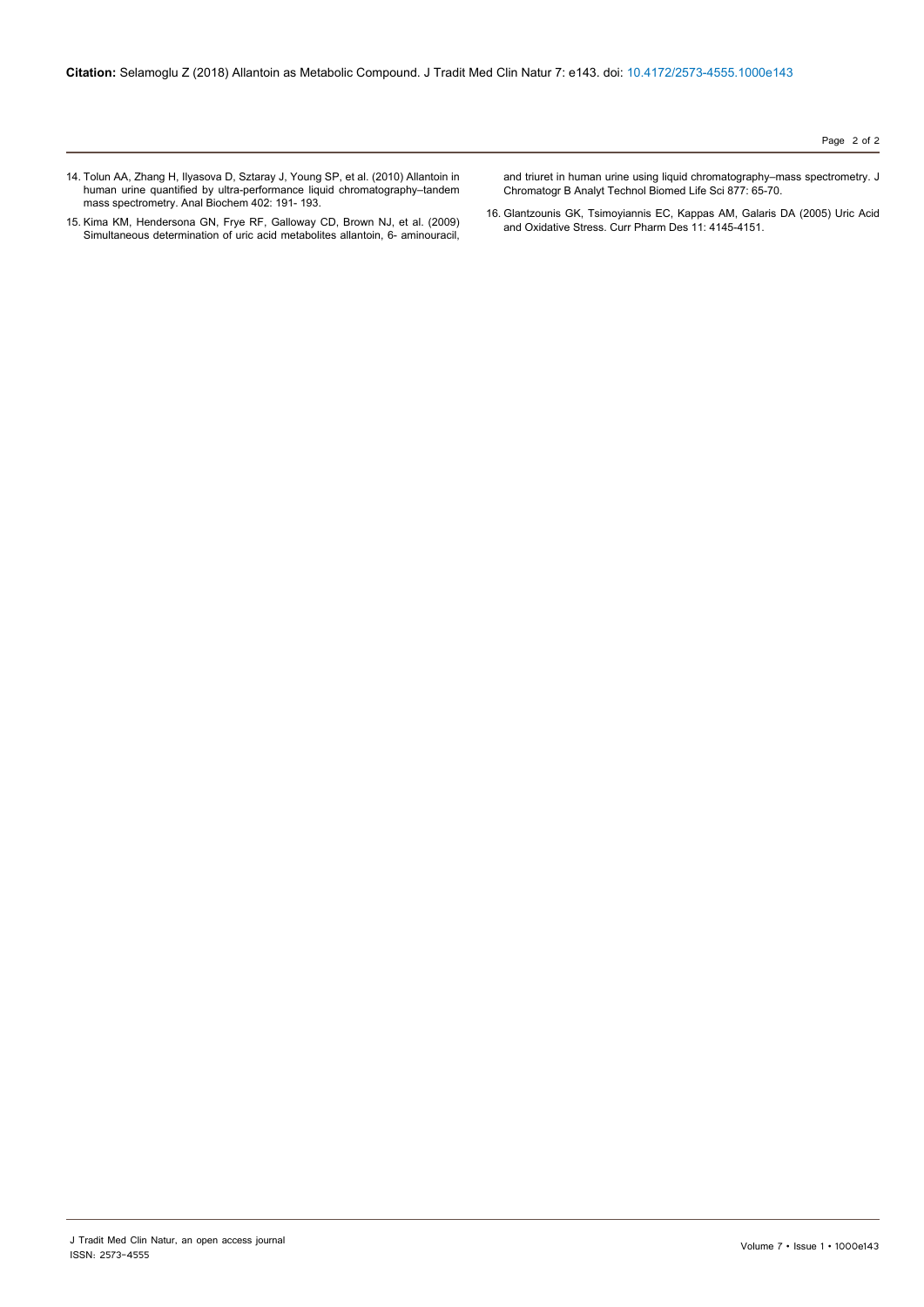14. Tolun AA, Zhang H, Ilyasova D, Sztaray J, Young SP, et al. (2010) Allantoin in human urine quantified by ultra-performance liquid chromatography–tandem mass spectrometry. Anal Biochem 402: 191- 193.
15. Kima KM, Hendersona GN, Frye RF, Galloway CD, Brown NJ, et al. (2009) Simultaneous determination of uric acid metabolites allantoin, 6- aminouracil, and triuret in human urine using liquid chromatography–mass spectrometry. J Chromatogr B Analyt Technol Biomed Life Sci 877: 65-70.
16. Glantzounis GK, Tsimoyiannis EC, Kappas AM, Galaris DA (2005) Uric Acid and Oxidative Stress. Curr Pharm Des 11: 4145-4151.